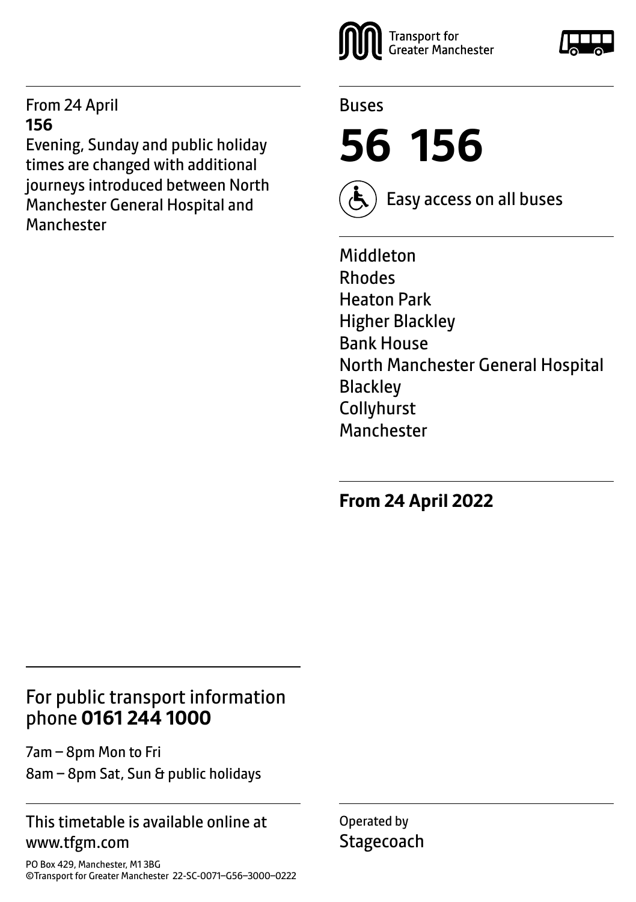Transport for Greater Manchester

From 24 April
**156**
Evening, Sunday and public holiday times are changed with additional journeys introduced between North Manchester General Hospital and Manchester

Buses

# 56 156

Easy access on all buses

Middleton
Rhodes
Heaton Park
Higher Blackley
Bank House
North Manchester General Hospital
Blackley
Collyhurst
Manchester

**From 24 April 2022**

## For public transport information phone **0161 244 1000**

7am – 8pm Mon to Fri
8am – 8pm Sat, Sun & public holidays

This timetable is available online at www.tfgm.com

PO Box 429, Manchester, M1 3BG
©Transport for Greater Manchester 22-SC-0071–G56–3000–0222

Operated by
Stagecoach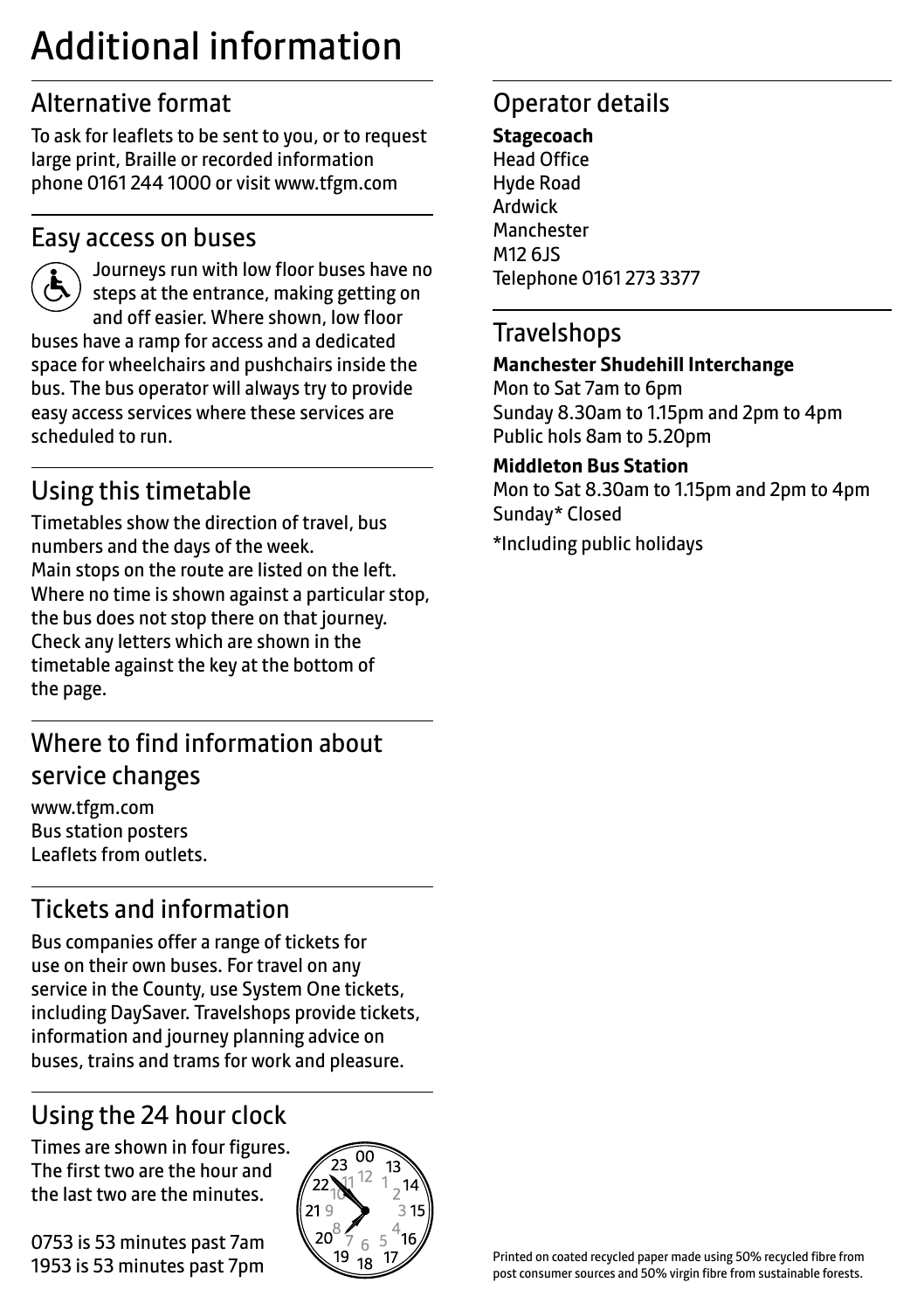# Additional information

## Alternative format

To ask for leaflets to be sent to you, or to request large print, Braille or recorded information phone 0161 244 1000 or visit www.tfgm.com

## Easy access on buses

Journeys run with low floor buses have no steps at the entrance, making getting on and off easier. Where shown, low floor buses have a ramp for access and a dedicated space for wheelchairs and pushchairs inside the bus. The bus operator will always try to provide easy access services where these services are scheduled to run.

## Using this timetable

Timetables show the direction of travel, bus numbers and the days of the week.
Main stops on the route are listed on the left. Where no time is shown against a particular stop, the bus does not stop there on that journey. Check any letters which are shown in the timetable against the key at the bottom of the page.

## Where to find information about service changes

www.tfgm.com
Bus station posters
Leaflets from outlets.

## Tickets and information

Bus companies offer a range of tickets for use on their own buses. For travel on any service in the County, use System One tickets, including DaySaver. Travelshops provide tickets, information and journey planning advice on buses, trains and trams for work and pleasure.

## Using the 24 hour clock

Times are shown in four figures. The first two are the hour and the last two are the minutes.

0753 is 53 minutes past 7am
1953 is 53 minutes past 7pm

## Operator details

**Stagecoach**
Head Office
Hyde Road
Ardwick
Manchester
M12 6JS
Telephone 0161 273 3377

## Travelshops

**Manchester Shudehill Interchange**
Mon to Sat 7am to 6pm
Sunday 8.30am to 1.15pm and 2pm to 4pm
Public hols 8am to 5.20pm

**Middleton Bus Station**
Mon to Sat 8.30am to 1.15pm and 2pm to 4pm
Sunday* Closed

*Including public holidays

Printed on coated recycled paper made using 50% recycled fibre from post consumer sources and 50% virgin fibre from sustainable forests.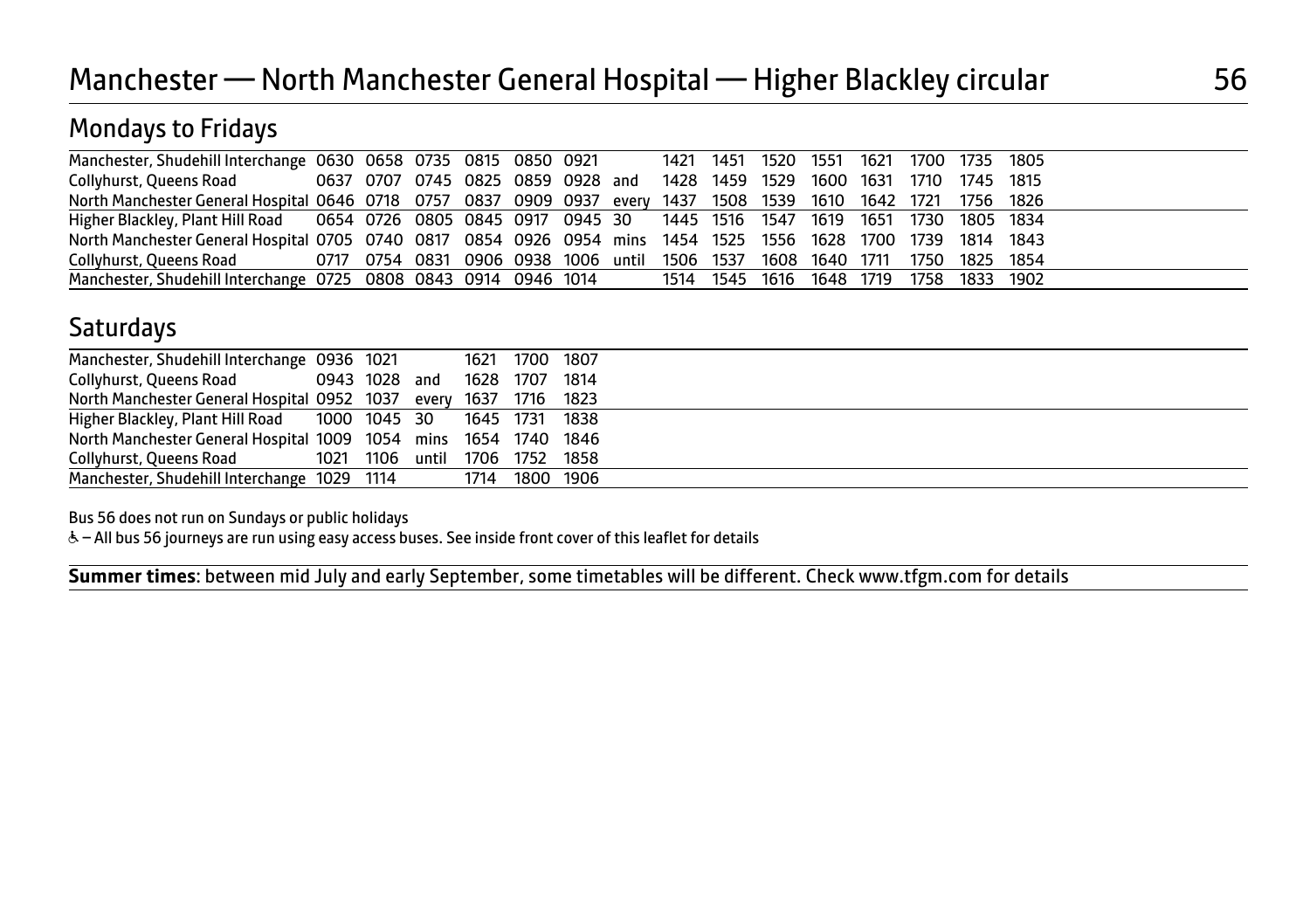# Manchester — North Manchester General Hospital — Higher Blackley circular 56

## Mondays to Fridays

| | | | | | | | | | | | | | | | |
|---|---|---|---|---|---|---|---|---|---|---|---|---|---|---|---|
| Manchester, Shudehill Interchange | 0630 | 0658 | 0735 | 0815 | 0850 | 0921 | | 1421 | 1451 | 1520 | 1551 | 1621 | 1700 | 1735 | 1805 |
| Collyhurst, Queens Road | 0637 | 0707 | 0745 | 0825 | 0859 | 0928 | and | 1428 | 1459 | 1529 | 1600 | 1631 | 1710 | 1745 | 1815 |
| North Manchester General Hospital | 0646 | 0718 | 0757 | 0837 | 0909 | 0937 | every | 1437 | 1508 | 1539 | 1610 | 1642 | 1721 | 1756 | 1826 |
| Higher Blackley, Plant Hill Road | 0654 | 0726 | 0805 | 0845 | 0917 | 0945 | 30 | 1445 | 1516 | 1547 | 1619 | 1651 | 1730 | 1805 | 1834 |
| North Manchester General Hospital | 0705 | 0740 | 0817 | 0854 | 0926 | 0954 | mins | 1454 | 1525 | 1556 | 1628 | 1700 | 1739 | 1814 | 1843 |
| Collyhurst, Queens Road | 0717 | 0754 | 0831 | 0906 | 0938 | 1006 | until | 1506 | 1537 | 1608 | 1640 | 1711 | 1750 | 1825 | 1854 |
| Manchester, Shudehill Interchange | 0725 | 0808 | 0843 | 0914 | 0946 | 1014 | | 1514 | 1545 | 1616 | 1648 | 1719 | 1758 | 1833 | 1902 |

## Saturdays

| | | | | | | |
|---|---|---|---|---|---|---|
| Manchester, Shudehill Interchange | 0936 | 1021 | | 1621 | 1700 | 1807 |
| Collyhurst, Queens Road | 0943 | 1028 | and | 1628 | 1707 | 1814 |
| North Manchester General Hospital | 0952 | 1037 | every | 1637 | 1716 | 1823 |
| Higher Blackley, Plant Hill Road | 1000 | 1045 | 30 | 1645 | 1731 | 1838 |
| North Manchester General Hospital | 1009 | 1054 | mins | 1654 | 1740 | 1846 |
| Collyhurst, Queens Road | 1021 | 1106 | until | 1706 | 1752 | 1858 |
| Manchester, Shudehill Interchange | 1029 | 1114 | | 1714 | 1800 | 1906 |

Bus 56 does not run on Sundays or public holidays

♿ – All bus 56 journeys are run using easy access buses. See inside front cover of this leaflet for details

**Summer times**: between mid July and early September, some timetables will be different. Check www.tfgm.com for details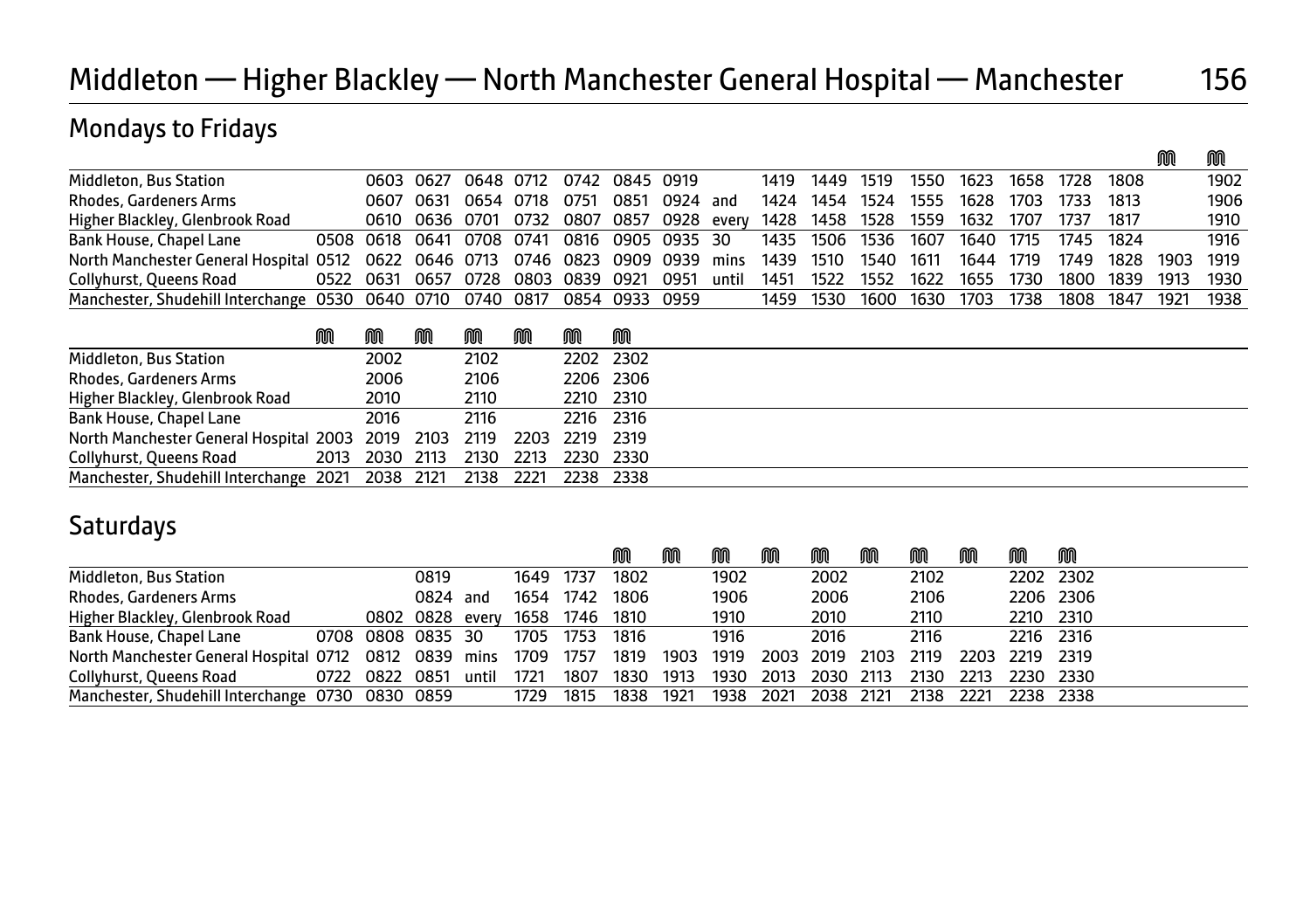# Middleton — Higher Blackley — North Manchester General Hospital — Manchester 156

## Mondays to Fridays

| | | | | | | | | | | | | | | | | | | M | M |
|---|---|---|---|---|---|---|---|---|---|---|---|---|---|---|---|---|---|---|---|
| Middleton, Bus Station | | 0603 | 0627 | 0648 | 0712 | 0742 | 0845 | 0919 | | 1419 | 1449 | 1519 | 1550 | 1623 | 1658 | 1728 | 1808 | | 1902 |
| Rhodes, Gardeners Arms | | 0607 | 0631 | 0654 | 0718 | 0751 | 0851 | 0924 | and | 1424 | 1454 | 1524 | 1555 | 1628 | 1703 | 1733 | 1813 | | 1906 |
| Higher Blackley, Glenbrook Road | | 0610 | 0636 | 0701 | 0732 | 0807 | 0857 | 0928 | every | 1428 | 1458 | 1528 | 1559 | 1632 | 1707 | 1737 | 1817 | | 1910 |
| Bank House, Chapel Lane | 0508 | 0618 | 0641 | 0708 | 0741 | 0816 | 0905 | 0935 | 30 | 1435 | 1506 | 1536 | 1607 | 1640 | 1715 | 1745 | 1824 | | 1916 |
| North Manchester General Hospital | 0512 | 0622 | 0646 | 0713 | 0746 | 0823 | 0909 | 0939 | mins | 1439 | 1510 | 1540 | 1611 | 1644 | 1719 | 1749 | 1828 | 1903 | 1919 |
| Collyhurst, Queens Road | 0522 | 0631 | 0657 | 0728 | 0803 | 0839 | 0921 | 0951 | until | 1451 | 1522 | 1552 | 1622 | 1655 | 1730 | 1800 | 1839 | 1913 | 1930 |
| Manchester, Shudehill Interchange | 0530 | 0640 | 0710 | 0740 | 0817 | 0854 | 0933 | 0959 | | 1459 | 1530 | 1600 | 1630 | 1703 | 1738 | 1808 | 1847 | 1921 | 1938 |

| | M | M | M | M | M | M | M |
|---|---|---|---|---|---|---|---|
| Middleton, Bus Station | | 2002 | | 2102 | | 2202 | 2302 |
| Rhodes, Gardeners Arms | | 2006 | | 2106 | | 2206 | 2306 |
| Higher Blackley, Glenbrook Road | | 2010 | | 2110 | | 2210 | 2310 |
| Bank House, Chapel Lane | | 2016 | | 2116 | | 2216 | 2316 |
| North Manchester General Hospital | 2003 | 2019 | 2103 | 2119 | 2203 | 2219 | 2319 |
| Collyhurst, Queens Road | 2013 | 2030 | 2113 | 2130 | 2213 | 2230 | 2330 |
| Manchester, Shudehill Interchange | 2021 | 2038 | 2121 | 2138 | 2221 | 2238 | 2338 |

## Saturdays

| | | | | | | | M | M | M | M | M | M | M | M | M | M |
|---|---|---|---|---|---|---|---|---|---|---|---|---|---|---|---|---|
| Middleton, Bus Station | | | 0819 | | 1649 | 1737 | 1802 | | 1902 | | 2002 | | 2102 | | 2202 | 2302 |
| Rhodes, Gardeners Arms | | | 0824 | and | 1654 | 1742 | 1806 | | 1906 | | 2006 | | 2106 | | 2206 | 2306 |
| Higher Blackley, Glenbrook Road | | 0802 | 0828 | every | 1658 | 1746 | 1810 | | 1910 | | 2010 | | 2110 | | 2210 | 2310 |
| Bank House, Chapel Lane | 0708 | 0808 | 0835 | 30 | 1705 | 1753 | 1816 | | 1916 | | 2016 | | 2116 | | 2216 | 2316 |
| North Manchester General Hospital | 0712 | 0812 | 0839 | mins | 1709 | 1757 | 1819 | 1903 | 1919 | 2003 | 2019 | 2103 | 2119 | 2203 | 2219 | 2319 |
| Collyhurst, Queens Road | 0722 | 0822 | 0851 | until | 1721 | 1807 | 1830 | 1913 | 1930 | 2013 | 2030 | 2113 | 2130 | 2213 | 2230 | 2330 |
| Manchester, Shudehill Interchange | 0730 | 0830 | 0859 | | 1729 | 1815 | 1838 | 1921 | 1938 | 2021 | 2038 | 2121 | 2138 | 2221 | 2238 | 2338 |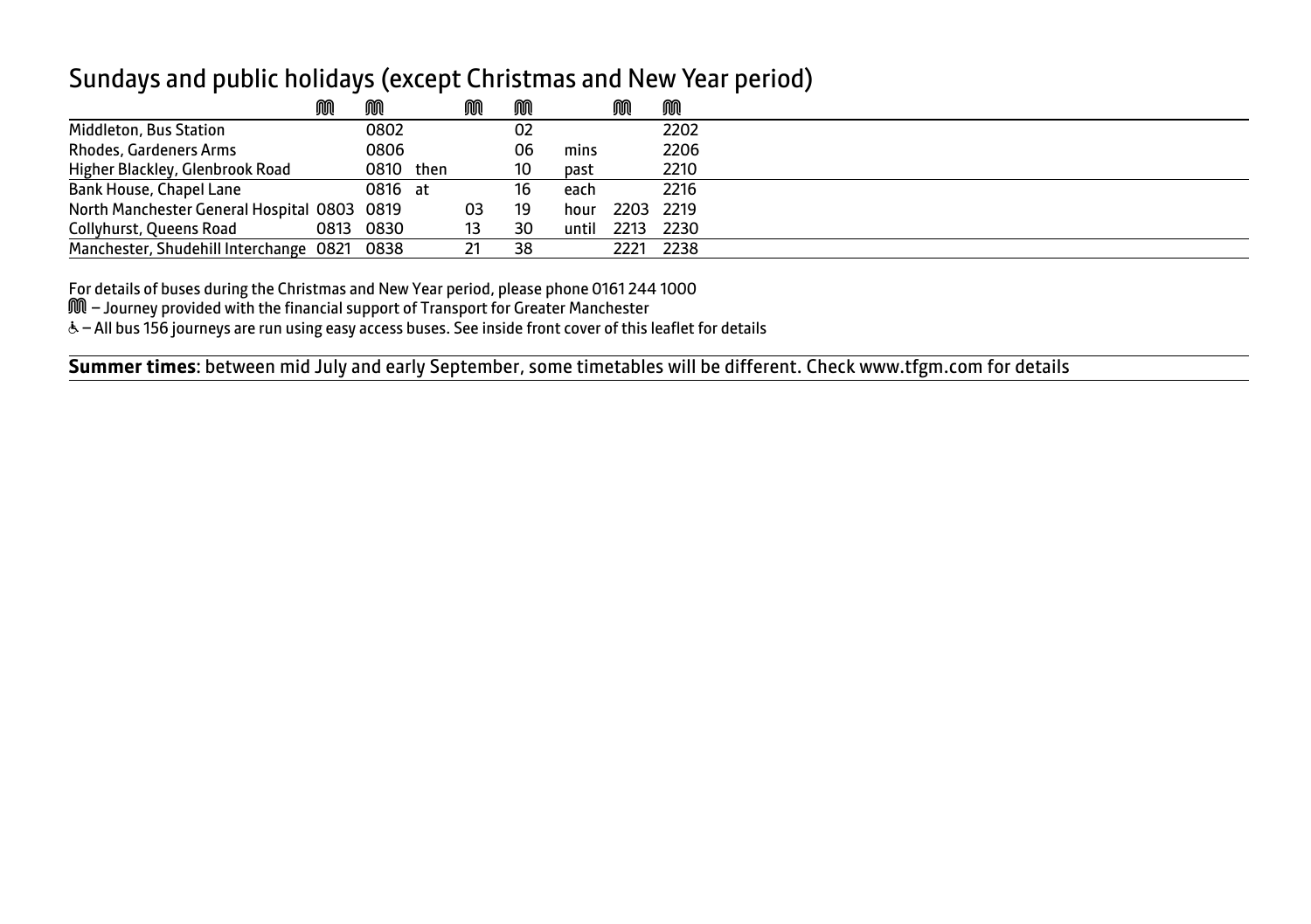## Sundays and public holidays (except Christmas and New Year period)

| | M | M | | M | M | | M | M |
|---|---|---|---|---|---|---|---|---|
| Middleton, Bus Station | | 0802 | | | 02 | | | 2202 |
| Rhodes, Gardeners Arms | | 0806 | | | 06 | mins | | 2206 |
| Higher Blackley, Glenbrook Road | | 0810 | then | | 10 | past | | 2210 |
| Bank House, Chapel Lane | | 0816 | at | | 16 | each | | 2216 |
| North Manchester General Hospital | 0803 | 0819 | | 03 | 19 | hour | 2203 | 2219 |
| Collyhurst, Queens Road | 0813 | 0830 | | 13 | 30 | until | 2213 | 2230 |
| Manchester, Shudehill Interchange | 0821 | 0838 | | 21 | 38 | | 2221 | 2238 |

For details of buses during the Christmas and New Year period, please phone 0161 244 1000

M – Journey provided with the financial support of Transport for Greater Manchester

♿ – All bus 156 journeys are run using easy access buses. See inside front cover of this leaflet for details

**Summer times**: between mid July and early September, some timetables will be different. Check www.tfgm.com for details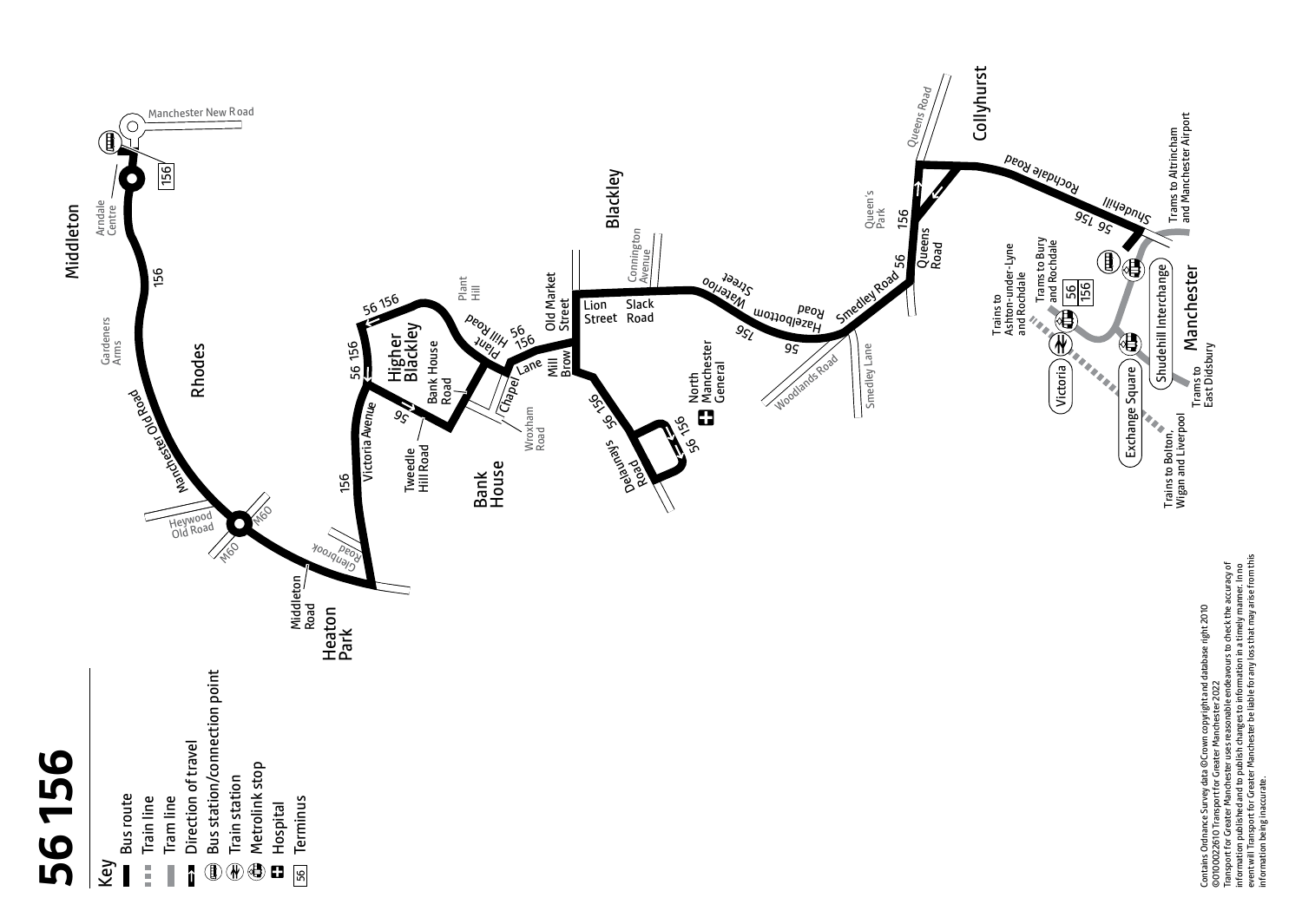# 56 156

Key

- Bus route
- Train line
- Tram line
- Direction of travel
- Bus station/connection point
- Train station
- Metrolink stop
- Hospital
- 56 Terminus

Middleton

Manchester New Road

Arndale Centre

156

Gardeners Arms

Rhodes

Manchester Old Road

Heywood Old Road

M60

Glenbrook Road

Middleton Road

Heaton Park

Victoria Avenue

56 156

Tweedle Hill Road

Higher Blackley

Bank House Road

Plant Hill Road

Plant Hill

Chapel Lane

Wroxham Road

Bank House

Mill Brow

Old Market Street

Lion Street

Slack Road

Blackley

Connington Avenue

Waterloo Street

Delaunays Road

North Manchester General

Hazelbottom Road

Woodlands Road

Smedley Lane

Smedley Road

Queen's Park

Queens Road

Collyhurst

Rochdale Road

Shudehill

Trains to Ashton-under-Lyne and Rochdale

Trams to Bury and Rochdale

Victoria

Exchange Square

Shudehill Interchange

Manchester

Trains to Bolton, Wigan and Liverpool

Trams to East Didsbury

Trams to Altrincham and Manchester Airport

Contains Ordnance Survey data ©Crown copyright and database right 2010 ©0100022610 Transport for Greater Manchester 2022
Transport for Greater Manchester uses reasonable endeavours to check the accuracy of information published and to publish changes to information in a timely manner. In no event will Transport for Greater Manchester be liable for any loss that may arise from this information being inaccurate.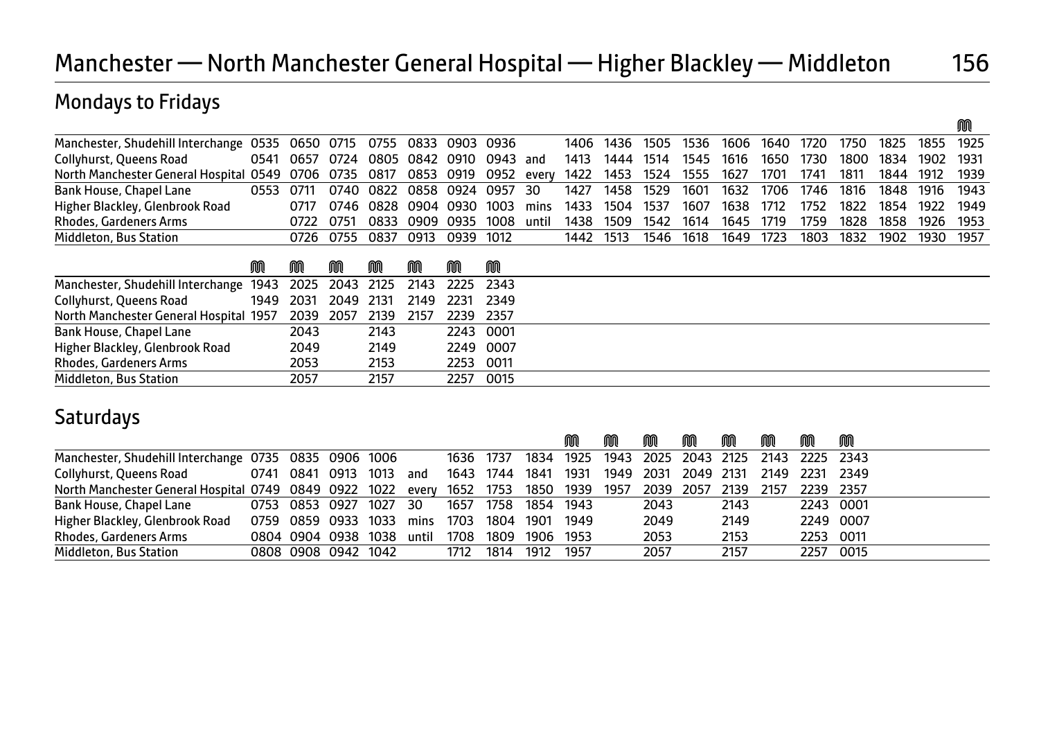# Manchester — North Manchester General Hospital — Higher Blackley — Middleton 156

## Mondays to Fridays

| | | | | | | | | | | | | | | | | | | | |
|---|---|---|---|---|---|---|---|---|---|---|---|---|---|---|---|---|---|---|---|
| | | | | | | | | | | | | | | | | | | | M |
| Manchester, Shudehill Interchange | 0535 | 0650 | 0715 | 0755 | 0833 | 0903 | 0936 | | 1406 | 1436 | 1505 | 1536 | 1606 | 1640 | 1720 | 1750 | 1825 | 1855 | 1925 |
| Collyhurst, Queens Road | 0541 | 0657 | 0724 | 0805 | 0842 | 0910 | 0943 | and | 1413 | 1444 | 1514 | 1545 | 1616 | 1650 | 1730 | 1800 | 1834 | 1902 | 1931 |
| North Manchester General Hospital | 0549 | 0706 | 0735 | 0817 | 0853 | 0919 | 0952 | every | 1422 | 1453 | 1524 | 1555 | 1627 | 1701 | 1741 | 1811 | 1844 | 1912 | 1939 |
| Bank House, Chapel Lane | 0553 | 0711 | 0740 | 0822 | 0858 | 0924 | 0957 | 30 | 1427 | 1458 | 1529 | 1601 | 1632 | 1706 | 1746 | 1816 | 1848 | 1916 | 1943 |
| Higher Blackley, Glenbrook Road | | 0717 | 0746 | 0828 | 0904 | 0930 | 1003 | mins | 1433 | 1504 | 1537 | 1607 | 1638 | 1712 | 1752 | 1822 | 1854 | 1922 | 1949 |
| Rhodes, Gardeners Arms | | 0722 | 0751 | 0833 | 0909 | 0935 | 1008 | until | 1438 | 1509 | 1542 | 1614 | 1645 | 1719 | 1759 | 1828 | 1858 | 1926 | 1953 |
| Middleton, Bus Station | | 0726 | 0755 | 0837 | 0913 | 0939 | 1012 | | 1442 | 1513 | 1546 | 1618 | 1649 | 1723 | 1803 | 1832 | 1902 | 1930 | 1957 |

| | M | M | M | M | M | M | M |
|---|---|---|---|---|---|---|---|
| Manchester, Shudehill Interchange | 1943 | 2025 | 2043 | 2125 | 2143 | 2225 | 2343 |
| Collyhurst, Queens Road | 1949 | 2031 | 2049 | 2131 | 2149 | 2231 | 2349 |
| North Manchester General Hospital | 1957 | 2039 | 2057 | 2139 | 2157 | 2239 | 2357 |
| Bank House, Chapel Lane | | 2043 | | 2143 | | 2243 | 0001 |
| Higher Blackley, Glenbrook Road | | 2049 | | 2149 | | 2249 | 0007 |
| Rhodes, Gardeners Arms | | 2053 | | 2153 | | 2253 | 0011 |
| Middleton, Bus Station | | 2057 | | 2157 | | 2257 | 0015 |

## Saturdays

| | | | | | | | | | M | M | M | M | M | M | M | M |
|---|---|---|---|---|---|---|---|---|---|---|---|---|---|---|---|---|
| Manchester, Shudehill Interchange | 0735 | 0835 | 0906 | 1006 | | 1636 | 1737 | 1834 | 1925 | 1943 | 2025 | 2043 | 2125 | 2143 | 2225 | 2343 |
| Collyhurst, Queens Road | 0741 | 0841 | 0913 | 1013 | and | 1643 | 1744 | 1841 | 1931 | 1949 | 2031 | 2049 | 2131 | 2149 | 2231 | 2349 |
| North Manchester General Hospital | 0749 | 0849 | 0922 | 1022 | every | 1652 | 1753 | 1850 | 1939 | 1957 | 2039 | 2057 | 2139 | 2157 | 2239 | 2357 |
| Bank House, Chapel Lane | 0753 | 0853 | 0927 | 1027 | 30 | 1657 | 1758 | 1854 | 1943 | | 2043 | | 2143 | | 2243 | 0001 |
| Higher Blackley, Glenbrook Road | 0759 | 0859 | 0933 | 1033 | mins | 1703 | 1804 | 1901 | 1949 | | 2049 | | 2149 | | 2249 | 0007 |
| Rhodes, Gardeners Arms | 0804 | 0904 | 0938 | 1038 | until | 1708 | 1809 | 1906 | 1953 | | 2053 | | 2153 | | 2253 | 0011 |
| Middleton, Bus Station | 0808 | 0908 | 0942 | 1042 | | 1712 | 1814 | 1912 | 1957 | | 2057 | | 2157 | | 2257 | 0015 |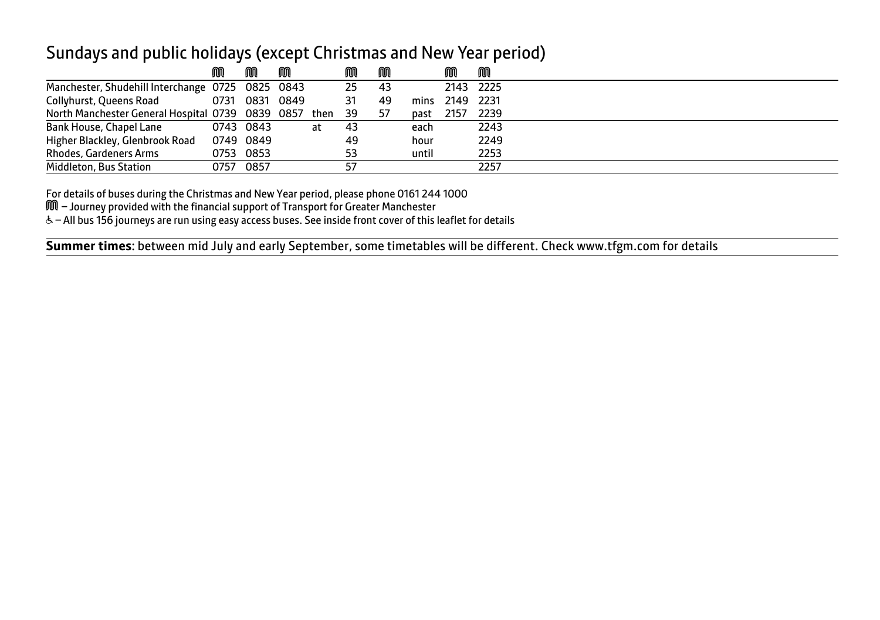## Sundays and public holidays (except Christmas and New Year period)

| | ⓜ | ⓜ | ⓜ | | ⓜ | ⓜ | | ⓜ | ⓜ |
|---|---|---|---|---|---|---|---|---|---|
| Manchester, Shudehill Interchange | 0725 | 0825 | 0843 | | 25 | 43 | | 2143 | 2225 |
| Collyhurst, Queens Road | 0731 | 0831 | 0849 | | 31 | 49 | mins | 2149 | 2231 |
| North Manchester General Hospital | 0739 | 0839 | 0857 | then | 39 | 57 | past | 2157 | 2239 |
| Bank House, Chapel Lane | 0743 | 0843 | | at | 43 | | each | | 2243 |
| Higher Blackley, Glenbrook Road | 0749 | 0849 | | | 49 | | hour | | 2249 |
| Rhodes, Gardeners Arms | 0753 | 0853 | | | 53 | | until | | 2253 |
| Middleton, Bus Station | 0757 | 0857 | | | 57 | | | | 2257 |

For details of buses during the Christmas and New Year period, please phone 0161 244 1000

ⓜ – Journey provided with the financial support of Transport for Greater Manchester

♿ – All bus 156 journeys are run using easy access buses. See inside front cover of this leaflet for details

**Summer times**: between mid July and early September, some timetables will be different. Check www.tfgm.com for details